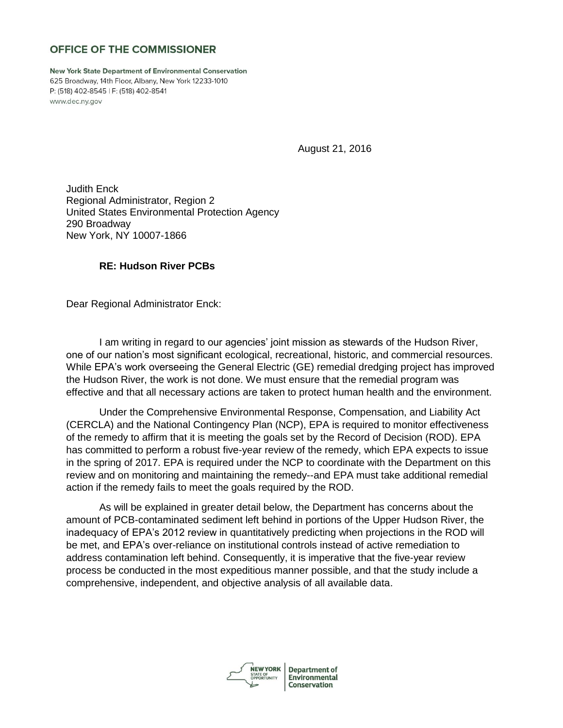**OFFICE OF THE COMMISSIONER**

**New York State Department of Environmental Conservation**
625 Broadway, 14th Floor, Albany, New York 12233-1010
P: (518) 402-8545 | F: (518) 402-8541
www.dec.ny.gov

August 21, 2016

Judith Enck
Regional Administrator, Region 2
United States Environmental Protection Agency
290 Broadway
New York, NY 10007-1866

**RE: Hudson River PCBs**

Dear Regional Administrator Enck:

I am writing in regard to our agencies' joint mission as stewards of the Hudson River, one of our nation's most significant ecological, recreational, historic, and commercial resources. While EPA's work overseeing the General Electric (GE) remedial dredging project has improved the Hudson River, the work is not done. We must ensure that the remedial program was effective and that all necessary actions are taken to protect human health and the environment.

Under the Comprehensive Environmental Response, Compensation, and Liability Act (CERCLA) and the National Contingency Plan (NCP), EPA is required to monitor effectiveness of the remedy to affirm that it is meeting the goals set by the Record of Decision (ROD). EPA has committed to perform a robust five-year review of the remedy, which EPA expects to issue in the spring of 2017. EPA is required under the NCP to coordinate with the Department on this review and on monitoring and maintaining the remedy--and EPA must take additional remedial action if the remedy fails to meet the goals required by the ROD.

As will be explained in greater detail below, the Department has concerns about the amount of PCB-contaminated sediment left behind in portions of the Upper Hudson River, the inadequacy of EPA's 2012 review in quantitatively predicting when projections in the ROD will be met, and EPA's over-reliance on institutional controls instead of active remediation to address contamination left behind. Consequently, it is imperative that the five-year review process be conducted in the most expeditious manner possible, and that the study include a comprehensive, independent, and objective analysis of all available data.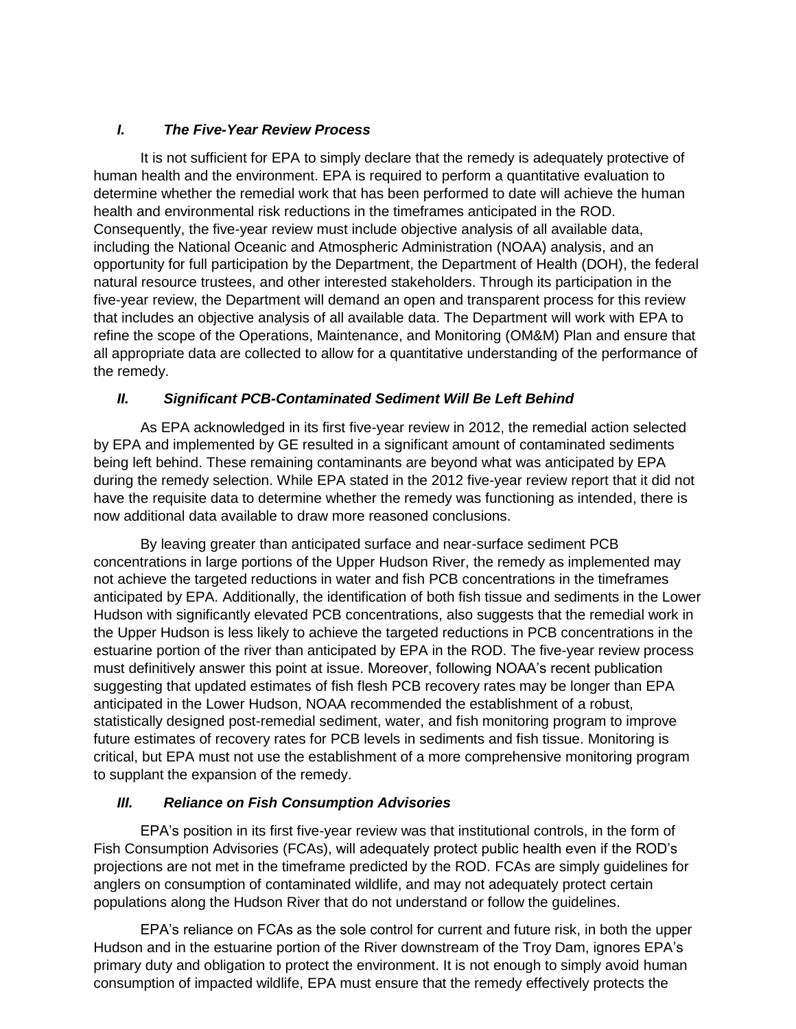### *I. The Five-Year Review Process*

It is not sufficient for EPA to simply declare that the remedy is adequately protective of human health and the environment. EPA is required to perform a quantitative evaluation to determine whether the remedial work that has been performed to date will achieve the human health and environmental risk reductions in the timeframes anticipated in the ROD. Consequently, the five-year review must include objective analysis of all available data, including the National Oceanic and Atmospheric Administration (NOAA) analysis, and an opportunity for full participation by the Department, the Department of Health (DOH), the federal natural resource trustees, and other interested stakeholders. Through its participation in the five-year review, the Department will demand an open and transparent process for this review that includes an objective analysis of all available data. The Department will work with EPA to refine the scope of the Operations, Maintenance, and Monitoring (OM&M) Plan and ensure that all appropriate data are collected to allow for a quantitative understanding of the performance of the remedy.

### *II. Significant PCB-Contaminated Sediment Will Be Left Behind*

As EPA acknowledged in its first five-year review in 2012, the remedial action selected by EPA and implemented by GE resulted in a significant amount of contaminated sediments being left behind. These remaining contaminants are beyond what was anticipated by EPA during the remedy selection. While EPA stated in the 2012 five-year review report that it did not have the requisite data to determine whether the remedy was functioning as intended, there is now additional data available to draw more reasoned conclusions.

By leaving greater than anticipated surface and near-surface sediment PCB concentrations in large portions of the Upper Hudson River, the remedy as implemented may not achieve the targeted reductions in water and fish PCB concentrations in the timeframes anticipated by EPA. Additionally, the identification of both fish tissue and sediments in the Lower Hudson with significantly elevated PCB concentrations, also suggests that the remedial work in the Upper Hudson is less likely to achieve the targeted reductions in PCB concentrations in the estuarine portion of the river than anticipated by EPA in the ROD. The five-year review process must definitively answer this point at issue. Moreover, following NOAA's recent publication suggesting that updated estimates of fish flesh PCB recovery rates may be longer than EPA anticipated in the Lower Hudson, NOAA recommended the establishment of a robust, statistically designed post-remedial sediment, water, and fish monitoring program to improve future estimates of recovery rates for PCB levels in sediments and fish tissue. Monitoring is critical, but EPA must not use the establishment of a more comprehensive monitoring program to supplant the expansion of the remedy.

### *III. Reliance on Fish Consumption Advisories*

EPA's position in its first five-year review was that institutional controls, in the form of Fish Consumption Advisories (FCAs), will adequately protect public health even if the ROD's projections are not met in the timeframe predicted by the ROD. FCAs are simply guidelines for anglers on consumption of contaminated wildlife, and may not adequately protect certain populations along the Hudson River that do not understand or follow the guidelines.

EPA's reliance on FCAs as the sole control for current and future risk, in both the upper Hudson and in the estuarine portion of the River downstream of the Troy Dam, ignores EPA's primary duty and obligation to protect the environment. It is not enough to simply avoid human consumption of impacted wildlife, EPA must ensure that the remedy effectively protects the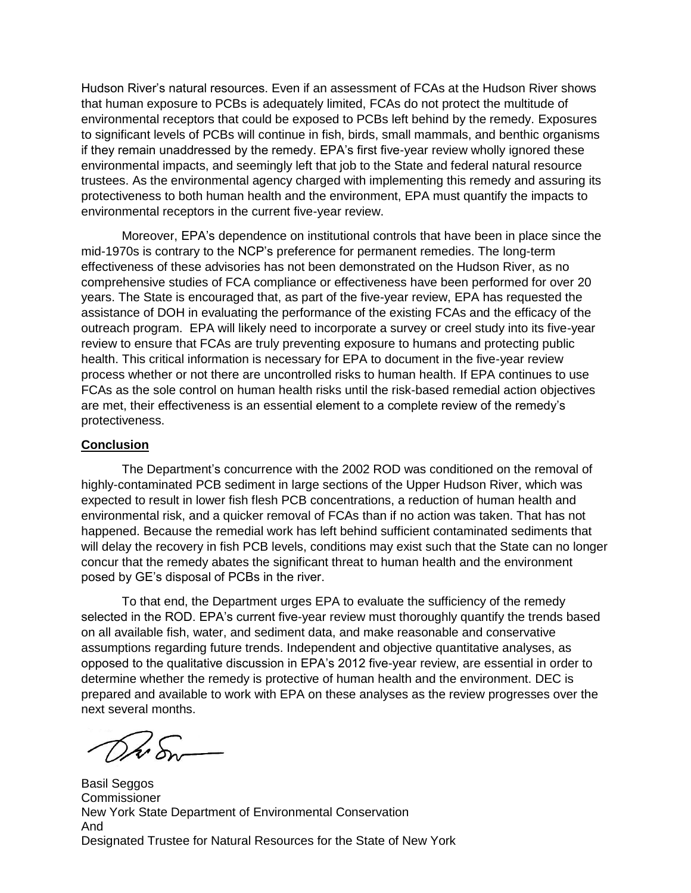Hudson River's natural resources. Even if an assessment of FCAs at the Hudson River shows that human exposure to PCBs is adequately limited, FCAs do not protect the multitude of environmental receptors that could be exposed to PCBs left behind by the remedy. Exposures to significant levels of PCBs will continue in fish, birds, small mammals, and benthic organisms if they remain unaddressed by the remedy. EPA's first five-year review wholly ignored these environmental impacts, and seemingly left that job to the State and federal natural resource trustees. As the environmental agency charged with implementing this remedy and assuring its protectiveness to both human health and the environment, EPA must quantify the impacts to environmental receptors in the current five-year review.

Moreover, EPA's dependence on institutional controls that have been in place since the mid-1970s is contrary to the NCP's preference for permanent remedies. The long-term effectiveness of these advisories has not been demonstrated on the Hudson River, as no comprehensive studies of FCA compliance or effectiveness have been performed for over 20 years. The State is encouraged that, as part of the five-year review, EPA has requested the assistance of DOH in evaluating the performance of the existing FCAs and the efficacy of the outreach program. EPA will likely need to incorporate a survey or creel study into its five-year review to ensure that FCAs are truly preventing exposure to humans and protecting public health. This critical information is necessary for EPA to document in the five-year review process whether or not there are uncontrolled risks to human health. If EPA continues to use FCAs as the sole control on human health risks until the risk-based remedial action objectives are met, their effectiveness is an essential element to a complete review of the remedy's protectiveness.

**Conclusion**

The Department's concurrence with the 2002 ROD was conditioned on the removal of highly-contaminated PCB sediment in large sections of the Upper Hudson River, which was expected to result in lower fish flesh PCB concentrations, a reduction of human health and environmental risk, and a quicker removal of FCAs than if no action was taken. That has not happened. Because the remedial work has left behind sufficient contaminated sediments that will delay the recovery in fish PCB levels, conditions may exist such that the State can no longer concur that the remedy abates the significant threat to human health and the environment posed by GE's disposal of PCBs in the river.

To that end, the Department urges EPA to evaluate the sufficiency of the remedy selected in the ROD. EPA's current five-year review must thoroughly quantify the trends based on all available fish, water, and sediment data, and make reasonable and conservative assumptions regarding future trends. Independent and objective quantitative analyses, as opposed to the qualitative discussion in EPA's 2012 five-year review, are essential in order to determine whether the remedy is protective of human health and the environment. DEC is prepared and available to work with EPA on these analyses as the review progresses over the next several months.

Basil Seggos
Commissioner
New York State Department of Environmental Conservation
And
Designated Trustee for Natural Resources for the State of New York